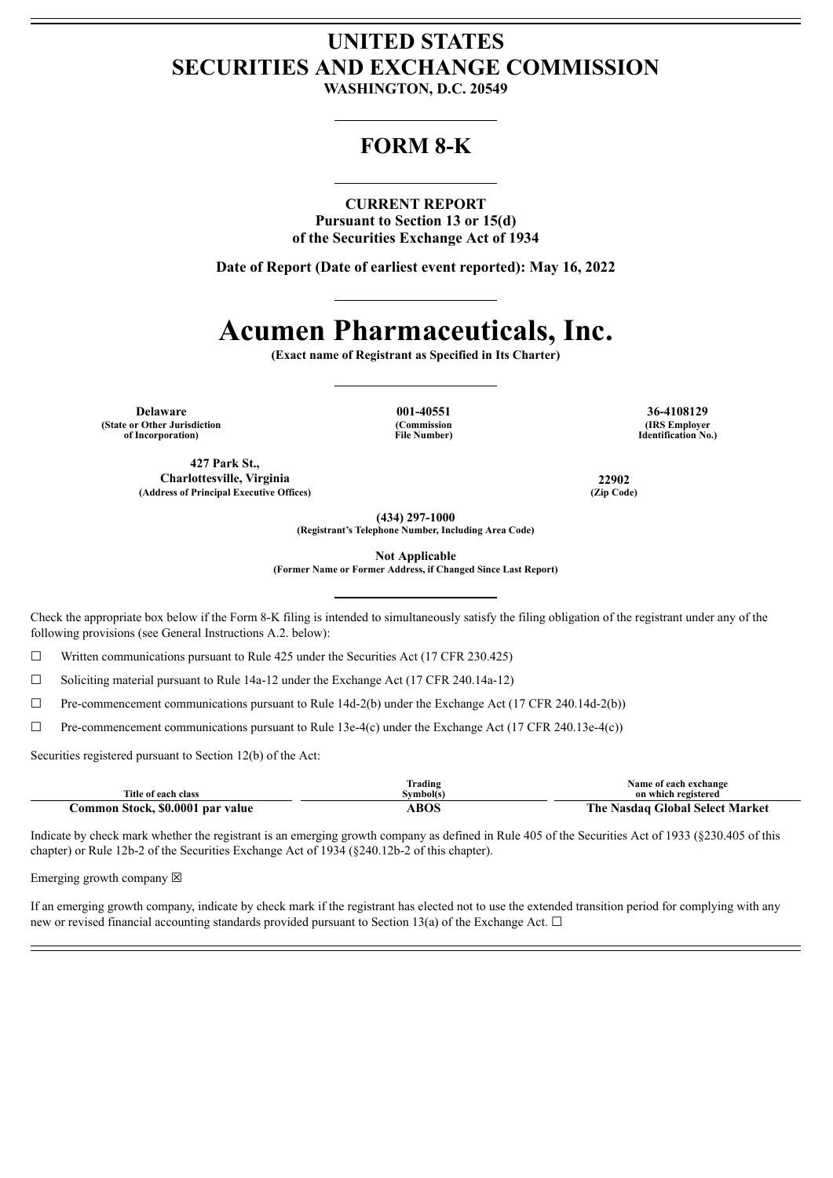# UNITED STATES
# SECURITIES AND EXCHANGE COMMISSION

**WASHINGTON, D.C. 20549**

## FORM 8-K

**CURRENT REPORT**
**Pursuant to Section 13 or 15(d)**
**of the Securities Exchange Act of 1934**

**Date of Report (Date of earliest event reported): May 16, 2022**

# Acumen Pharmaceuticals, Inc.

**(Exact name of Registrant as Specified in Its Charter)**

| **Delaware** | **001-40551** | **36-4108129** |
|---|---|---|
| **(State or Other Jurisdiction of Incorporation)** | **(Commission File Number)** | **(IRS Employer Identification No.)** |

| **427 Park St., Charlottesville, Virginia** | **22902** |
|---|---|
| **(Address of Principal Executive Offices)** | **(Zip Code)** |

**(434) 297-1000**
**(Registrant's Telephone Number, Including Area Code)**

**Not Applicable**
**(Former Name or Former Address, if Changed Since Last Report)**

Check the appropriate box below if the Form 8-K filing is intended to simultaneously satisfy the filing obligation of the registrant under any of the following provisions (see General Instructions A.2. below):

☐ Written communications pursuant to Rule 425 under the Securities Act (17 CFR 230.425)

☐ Soliciting material pursuant to Rule 14a-12 under the Exchange Act (17 CFR 240.14a-12)

☐ Pre-commencement communications pursuant to Rule 14d-2(b) under the Exchange Act (17 CFR 240.14d-2(b))

☐ Pre-commencement communications pursuant to Rule 13e-4(c) under the Exchange Act (17 CFR 240.13e-4(c))

Securities registered pursuant to Section 12(b) of the Act:

| Title of each class | Trading Symbol(s) | Name of each exchange on which registered |
|---|---|---|
| **Common Stock, $0.0001 par value** | **ABOS** | **The Nasdaq Global Select Market** |

Indicate by check mark whether the registrant is an emerging growth company as defined in Rule 405 of the Securities Act of 1933 (§230.405 of this chapter) or Rule 12b-2 of the Securities Exchange Act of 1934 (§240.12b-2 of this chapter).

Emerging growth company ☒

If an emerging growth company, indicate by check mark if the registrant has elected not to use the extended transition period for complying with any new or revised financial accounting standards provided pursuant to Section 13(a) of the Exchange Act. ☐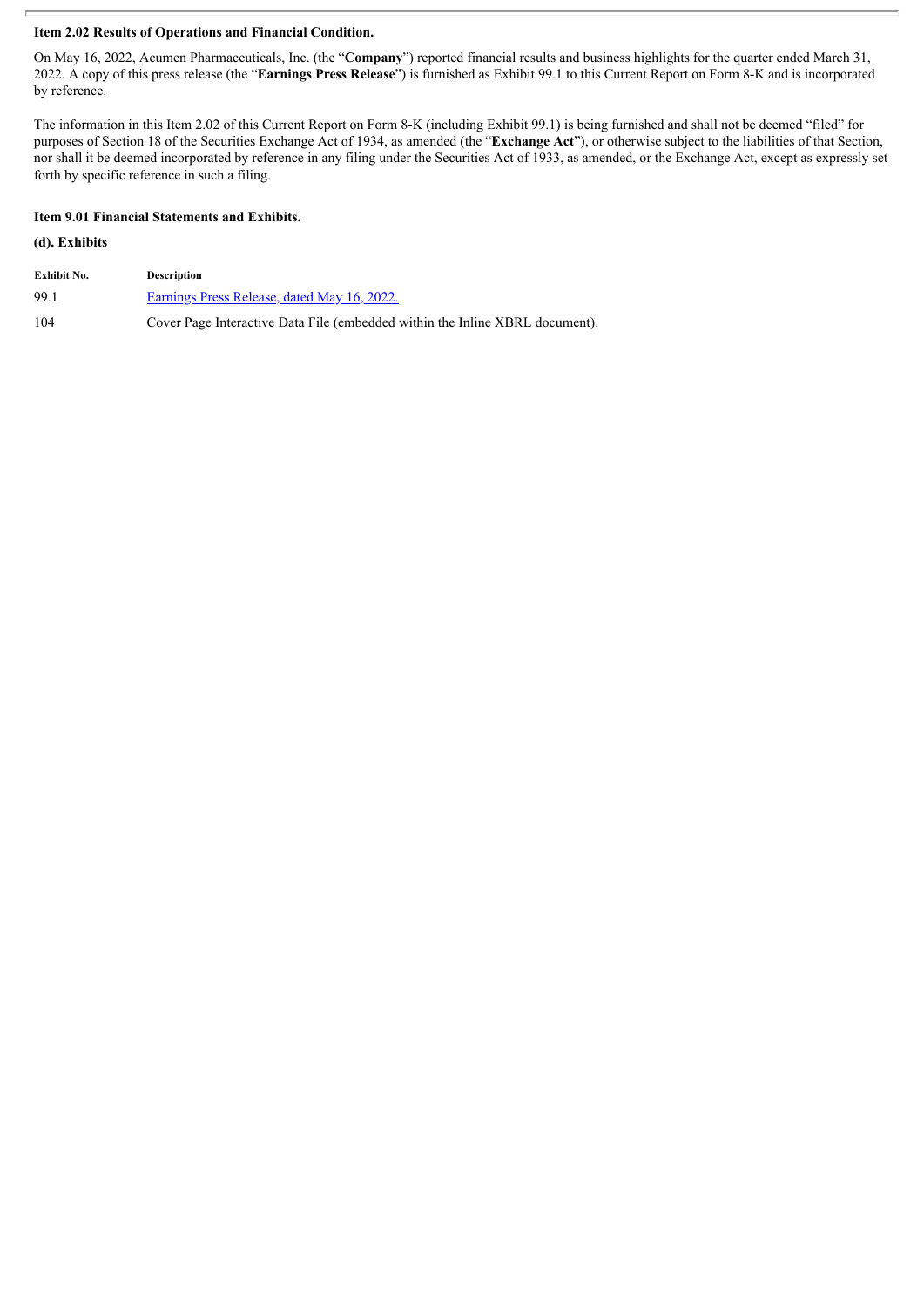**Item 2.02 Results of Operations and Financial Condition.**

On May 16, 2022, Acumen Pharmaceuticals, Inc. (the "**Company**") reported financial results and business highlights for the quarter ended March 31, 2022. A copy of this press release (the "**Earnings Press Release**") is furnished as Exhibit 99.1 to this Current Report on Form 8-K and is incorporated by reference.

The information in this Item 2.02 of this Current Report on Form 8-K (including Exhibit 99.1) is being furnished and shall not be deemed "filed" for purposes of Section 18 of the Securities Exchange Act of 1934, as amended (the "**Exchange Act**"), or otherwise subject to the liabilities of that Section, nor shall it be deemed incorporated by reference in any filing under the Securities Act of 1933, as amended, or the Exchange Act, except as expressly set forth by specific reference in such a filing.

**Item 9.01 Financial Statements and Exhibits.**

**(d). Exhibits**

| Exhibit No. | Description |
|---|---|
| 99.1 | Earnings Press Release, dated May 16, 2022. |
| 104 | Cover Page Interactive Data File (embedded within the Inline XBRL document). |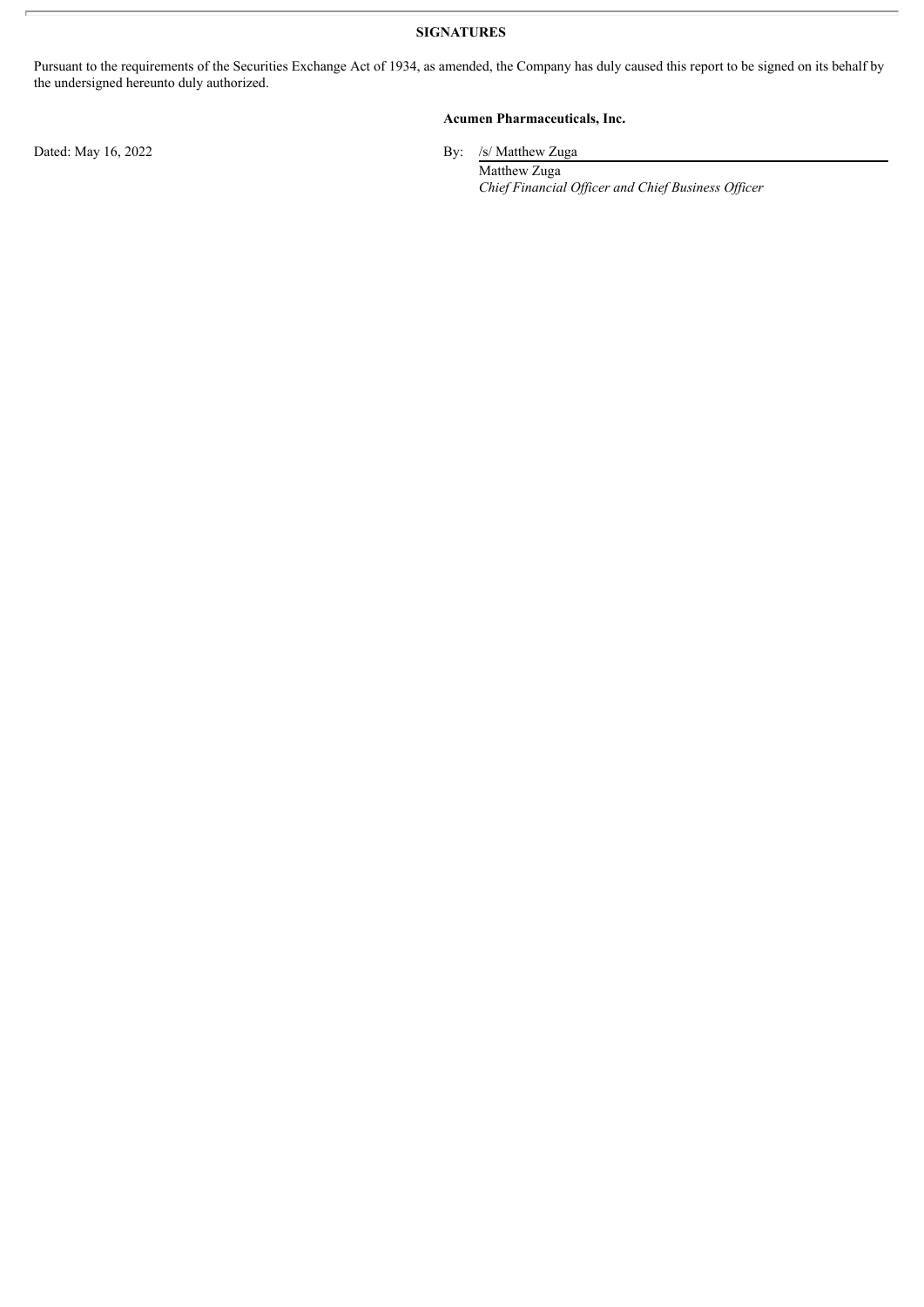## SIGNATURES

Pursuant to the requirements of the Securities Exchange Act of 1934, as amended, the Company has duly caused this report to be signed on its behalf by the undersigned hereunto duly authorized.

**Acumen Pharmaceuticals, Inc.**

Dated: May 16, 2022

By: /s/ Matthew Zuga

Matthew Zuga

*Chief Financial Officer and Chief Business Officer*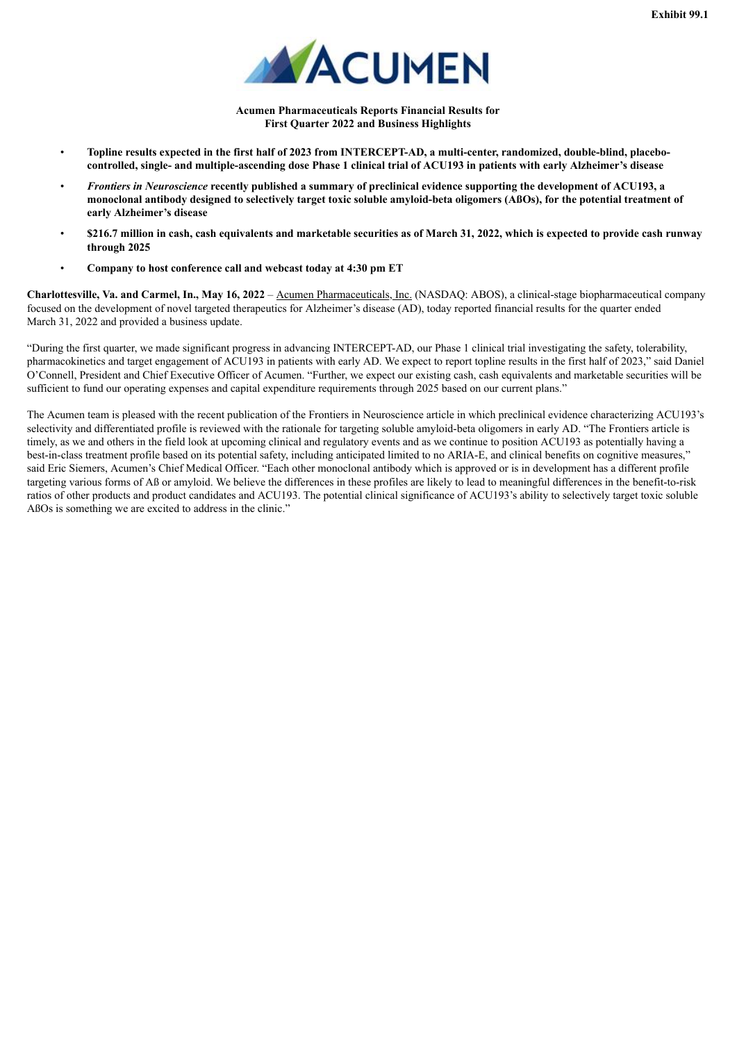Exhibit 99.1

ACUMEN

**Acumen Pharmaceuticals Reports Financial Results for First Quarter 2022 and Business Highlights**

- **Topline results expected in the first half of 2023 from INTERCEPT-AD, a multi-center, randomized, double-blind, placebo-controlled, single- and multiple-ascending dose Phase 1 clinical trial of ACU193 in patients with early Alzheimer's disease**
- ***Frontiers in Neuroscience* recently published a summary of preclinical evidence supporting the development of ACU193, a monoclonal antibody designed to selectively target toxic soluble amyloid-beta oligomers (AßOs), for the potential treatment of early Alzheimer's disease**
- **$216.7 million in cash, cash equivalents and marketable securities as of March 31, 2022, which is expected to provide cash runway through 2025**
- **Company to host conference call and webcast today at 4:30 pm ET**

**Charlottesville, Va. and Carmel, In., May 16, 2022** – Acumen Pharmaceuticals, Inc. (NASDAQ: ABOS), a clinical-stage biopharmaceutical company focused on the development of novel targeted therapeutics for Alzheimer's disease (AD), today reported financial results for the quarter ended March 31, 2022 and provided a business update.

"During the first quarter, we made significant progress in advancing INTERCEPT-AD, our Phase 1 clinical trial investigating the safety, tolerability, pharmacokinetics and target engagement of ACU193 in patients with early AD. We expect to report topline results in the first half of 2023," said Daniel O'Connell, President and Chief Executive Officer of Acumen. "Further, we expect our existing cash, cash equivalents and marketable securities will be sufficient to fund our operating expenses and capital expenditure requirements through 2025 based on our current plans."

The Acumen team is pleased with the recent publication of the Frontiers in Neuroscience article in which preclinical evidence characterizing ACU193's selectivity and differentiated profile is reviewed with the rationale for targeting soluble amyloid-beta oligomers in early AD. "The Frontiers article is timely, as we and others in the field look at upcoming clinical and regulatory events and as we continue to position ACU193 as potentially having a best-in-class treatment profile based on its potential safety, including anticipated limited to no ARIA-E, and clinical benefits on cognitive measures," said Eric Siemers, Acumen's Chief Medical Officer. "Each other monoclonal antibody which is approved or is in development has a different profile targeting various forms of Aß or amyloid. We believe the differences in these profiles are likely to lead to meaningful differences in the benefit-to-risk ratios of other products and product candidates and ACU193. The potential clinical significance of ACU193's ability to selectively target toxic soluble AßOs is something we are excited to address in the clinic."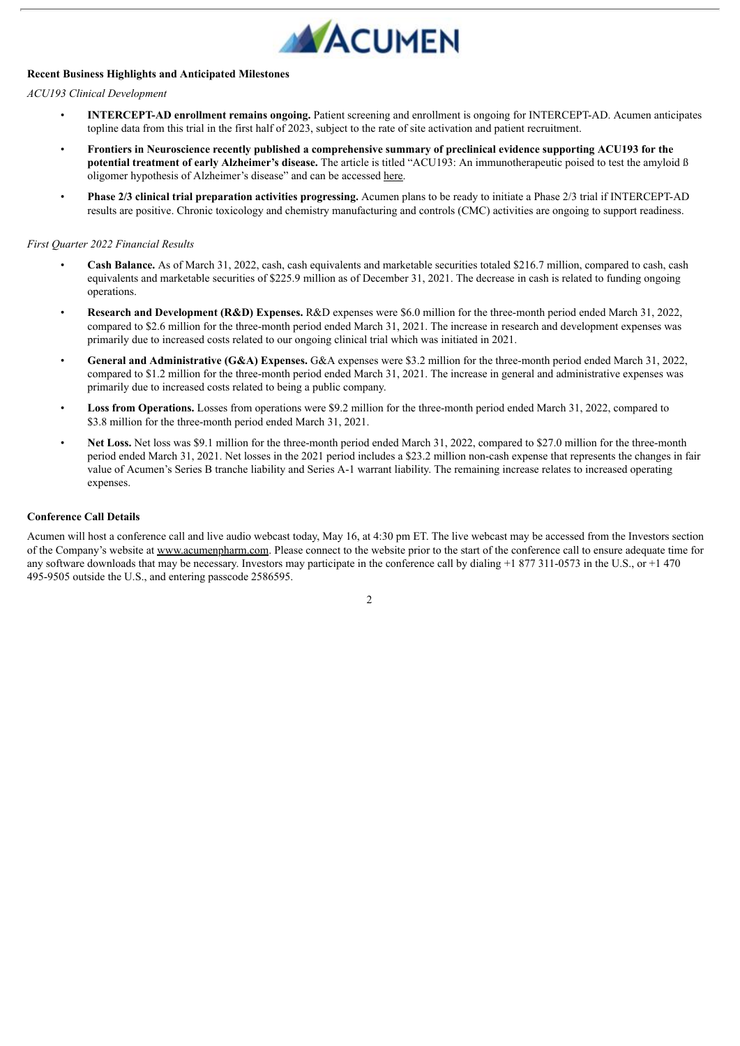**Recent Business Highlights and Anticipated Milestones**

*ACU193 Clinical Development*

- **INTERCEPT-AD enrollment remains ongoing.** Patient screening and enrollment is ongoing for INTERCEPT-AD. Acumen anticipates topline data from this trial in the first half of 2023, subject to the rate of site activation and patient recruitment.
- **Frontiers in Neuroscience recently published a comprehensive summary of preclinical evidence supporting ACU193 for the potential treatment of early Alzheimer's disease.** The article is titled "ACU193: An immunotherapeutic poised to test the amyloid ß oligomer hypothesis of Alzheimer's disease" and can be accessed here.
- **Phase 2/3 clinical trial preparation activities progressing.** Acumen plans to be ready to initiate a Phase 2/3 trial if INTERCEPT-AD results are positive. Chronic toxicology and chemistry manufacturing and controls (CMC) activities are ongoing to support readiness.

*First Quarter 2022 Financial Results*

- **Cash Balance.** As of March 31, 2022, cash, cash equivalents and marketable securities totaled $216.7 million, compared to cash, cash equivalents and marketable securities of $225.9 million as of December 31, 2021. The decrease in cash is related to funding ongoing operations.
- **Research and Development (R&D) Expenses.** R&D expenses were $6.0 million for the three-month period ended March 31, 2022, compared to $2.6 million for the three-month period ended March 31, 2021. The increase in research and development expenses was primarily due to increased costs related to our ongoing clinical trial which was initiated in 2021.
- **General and Administrative (G&A) Expenses.** G&A expenses were $3.2 million for the three-month period ended March 31, 2022, compared to $1.2 million for the three-month period ended March 31, 2021. The increase in general and administrative expenses was primarily due to increased costs related to being a public company.
- **Loss from Operations.** Losses from operations were $9.2 million for the three-month period ended March 31, 2022, compared to $3.8 million for the three-month period ended March 31, 2021.
- **Net Loss.** Net loss was $9.1 million for the three-month period ended March 31, 2022, compared to $27.0 million for the three-month period ended March 31, 2021. Net losses in the 2021 period includes a $23.2 million non-cash expense that represents the changes in fair value of Acumen's Series B tranche liability and Series A-1 warrant liability. The remaining increase relates to increased operating expenses.

**Conference Call Details**

Acumen will host a conference call and live audio webcast today, May 16, at 4:30 pm ET. The live webcast may be accessed from the Investors section of the Company's website at www.acumenpharm.com. Please connect to the website prior to the start of the conference call to ensure adequate time for any software downloads that may be necessary. Investors may participate in the conference call by dialing +1 877 311-0573 in the U.S., or +1 470 495-9505 outside the U.S., and entering passcode 2586595.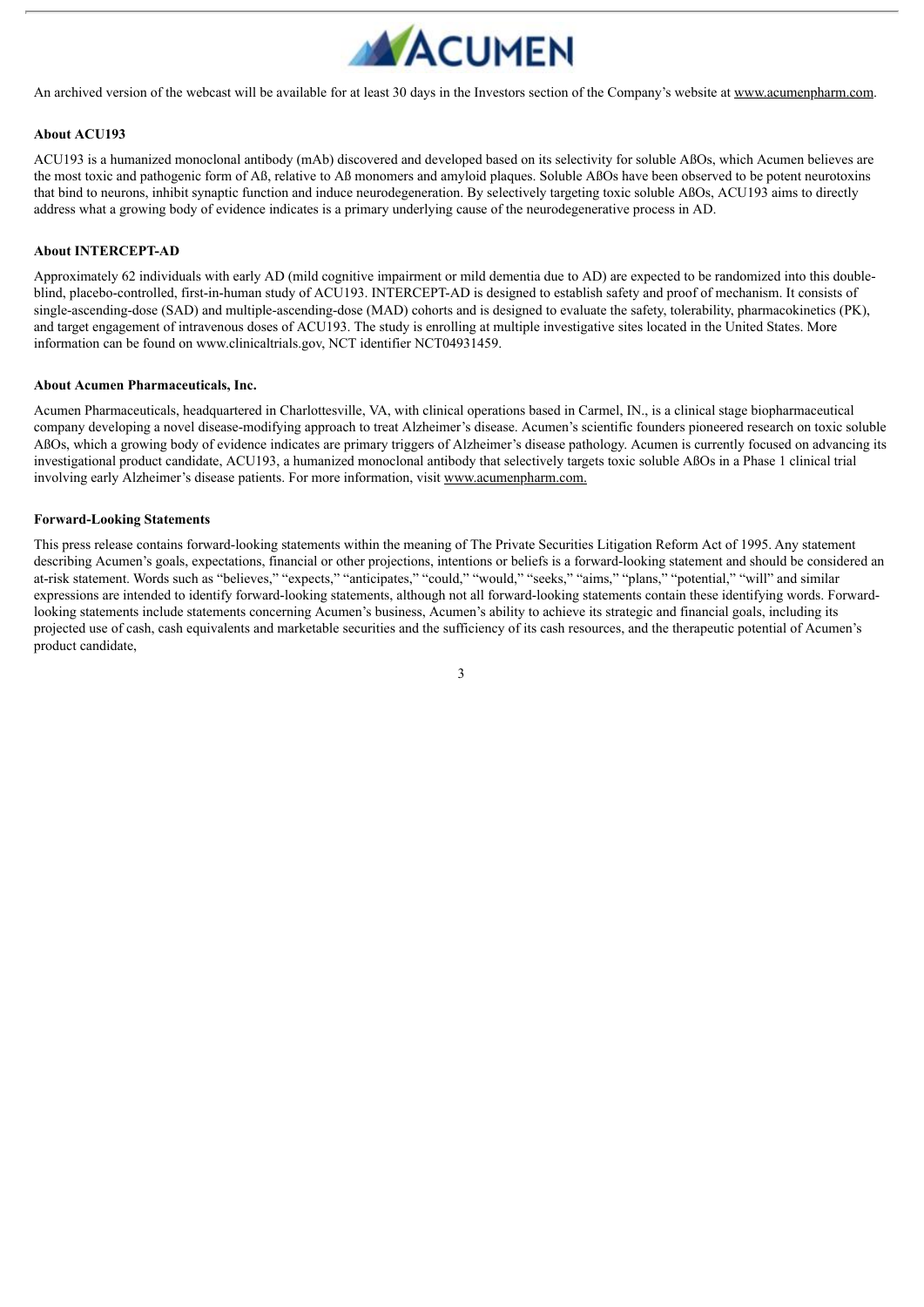An archived version of the webcast will be available for at least 30 days in the Investors section of the Company's website at www.acumenpharm.com.

**About ACU193**

ACU193 is a humanized monoclonal antibody (mAb) discovered and developed based on its selectivity for soluble AßOs, which Acumen believes are the most toxic and pathogenic form of Aß, relative to Aß monomers and amyloid plaques. Soluble AßOs have been observed to be potent neurotoxins that bind to neurons, inhibit synaptic function and induce neurodegeneration. By selectively targeting toxic soluble AßOs, ACU193 aims to directly address what a growing body of evidence indicates is a primary underlying cause of the neurodegenerative process in AD.

**About INTERCEPT-AD**

Approximately 62 individuals with early AD (mild cognitive impairment or mild dementia due to AD) are expected to be randomized into this double-blind, placebo-controlled, first-in-human study of ACU193. INTERCEPT-AD is designed to establish safety and proof of mechanism. It consists of single-ascending-dose (SAD) and multiple-ascending-dose (MAD) cohorts and is designed to evaluate the safety, tolerability, pharmacokinetics (PK), and target engagement of intravenous doses of ACU193. The study is enrolling at multiple investigative sites located in the United States. More information can be found on www.clinicaltrials.gov, NCT identifier NCT04931459.

**About Acumen Pharmaceuticals, Inc.**

Acumen Pharmaceuticals, headquartered in Charlottesville, VA, with clinical operations based in Carmel, IN., is a clinical stage biopharmaceutical company developing a novel disease-modifying approach to treat Alzheimer's disease. Acumen's scientific founders pioneered research on toxic soluble AßOs, which a growing body of evidence indicates are primary triggers of Alzheimer's disease pathology. Acumen is currently focused on advancing its investigational product candidate, ACU193, a humanized monoclonal antibody that selectively targets toxic soluble AßOs in a Phase 1 clinical trial involving early Alzheimer's disease patients. For more information, visit www.acumenpharm.com.

**Forward-Looking Statements**

This press release contains forward-looking statements within the meaning of The Private Securities Litigation Reform Act of 1995. Any statement describing Acumen's goals, expectations, financial or other projections, intentions or beliefs is a forward-looking statement and should be considered an at-risk statement. Words such as "believes," "expects," "anticipates," "could," "would," "seeks," "aims," "plans," "potential," "will" and similar expressions are intended to identify forward-looking statements, although not all forward-looking statements contain these identifying words. Forward-looking statements include statements concerning Acumen's business, Acumen's ability to achieve its strategic and financial goals, including its projected use of cash, cash equivalents and marketable securities and the sufficiency of its cash resources, and the therapeutic potential of Acumen's product candidate,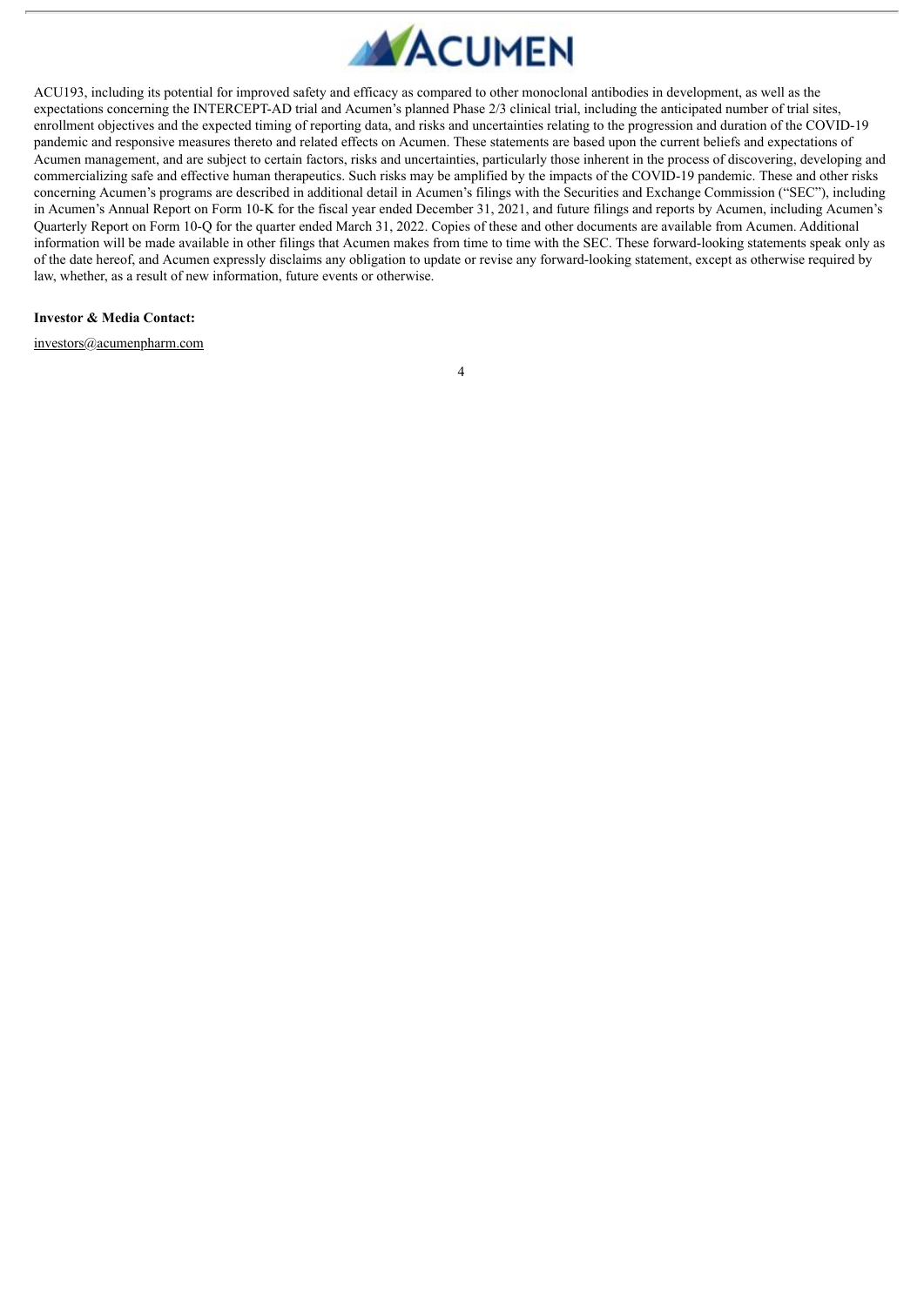ACU193, including its potential for improved safety and efficacy as compared to other monoclonal antibodies in development, as well as the expectations concerning the INTERCEPT-AD trial and Acumen's planned Phase 2/3 clinical trial, including the anticipated number of trial sites, enrollment objectives and the expected timing of reporting data, and risks and uncertainties relating to the progression and duration of the COVID-19 pandemic and responsive measures thereto and related effects on Acumen. These statements are based upon the current beliefs and expectations of Acumen management, and are subject to certain factors, risks and uncertainties, particularly those inherent in the process of discovering, developing and commercializing safe and effective human therapeutics. Such risks may be amplified by the impacts of the COVID-19 pandemic. These and other risks concerning Acumen's programs are described in additional detail in Acumen's filings with the Securities and Exchange Commission ("SEC"), including in Acumen's Annual Report on Form 10-K for the fiscal year ended December 31, 2021, and future filings and reports by Acumen, including Acumen's Quarterly Report on Form 10-Q for the quarter ended March 31, 2022. Copies of these and other documents are available from Acumen. Additional information will be made available in other filings that Acumen makes from time to time with the SEC. These forward-looking statements speak only as of the date hereof, and Acumen expressly disclaims any obligation to update or revise any forward-looking statement, except as otherwise required by law, whether, as a result of new information, future events or otherwise.

**Investor & Media Contact:**

investors@acumenpharm.com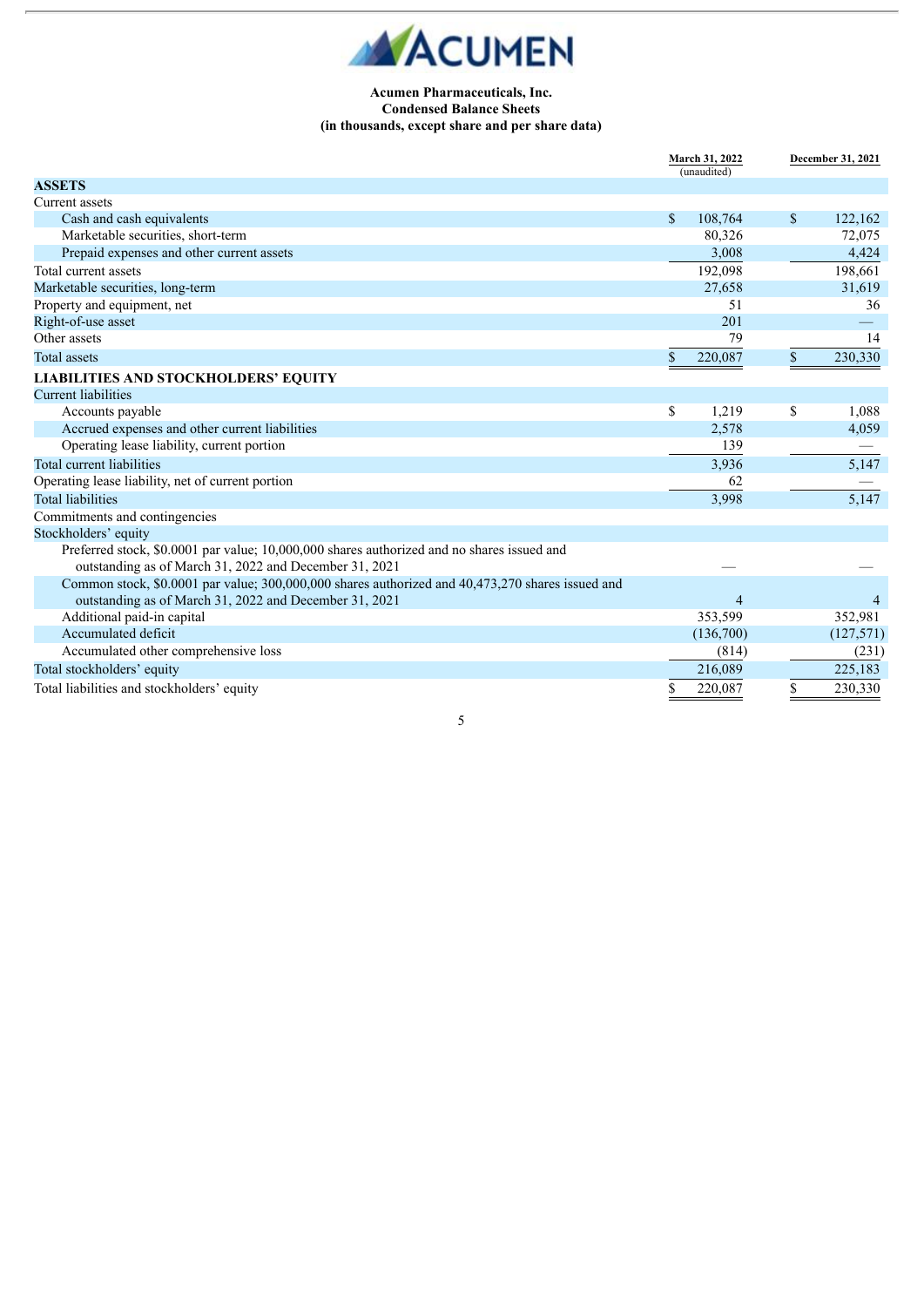**Acumen Pharmaceuticals, Inc.**
**Condensed Balance Sheets**
**(in thousands, except share and per share data)**

| | March 31, 2022 (unaudited) | December 31, 2021 |
|---|---|---|
| **ASSETS** | | |
| Current assets | | |
| Cash and cash equivalents | $ 108,764 | $ 122,162 |
| Marketable securities, short-term | 80,326 | 72,075 |
| Prepaid expenses and other current assets | 3,008 | 4,424 |
| Total current assets | 192,098 | 198,661 |
| Marketable securities, long-term | 27,658 | 31,619 |
| Property and equipment, net | 51 | 36 |
| Right-of-use asset | 201 | — |
| Other assets | 79 | 14 |
| Total assets | $ 220,087 | $ 230,330 |
| **LIABILITIES AND STOCKHOLDERS' EQUITY** | | |
| Current liabilities | | |
| Accounts payable | $ 1,219 | $ 1,088 |
| Accrued expenses and other current liabilities | 2,578 | 4,059 |
| Operating lease liability, current portion | 139 | — |
| Total current liabilities | 3,936 | 5,147 |
| Operating lease liability, net of current portion | 62 | — |
| Total liabilities | 3,998 | 5,147 |
| Commitments and contingencies | | |
| Stockholders' equity | | |
| Preferred stock, $0.0001 par value; 10,000,000 shares authorized and no shares issued and outstanding as of March 31, 2022 and December 31, 2021 | — | — |
| Common stock, $0.0001 par value; 300,000,000 shares authorized and 40,473,270 shares issued and outstanding as of March 31, 2022 and December 31, 2021 | 4 | 4 |
| Additional paid-in capital | 353,599 | 352,981 |
| Accumulated deficit | (136,700) | (127,571) |
| Accumulated other comprehensive loss | (814) | (231) |
| Total stockholders' equity | 216,089 | 225,183 |
| Total liabilities and stockholders' equity | $ 220,087 | $ 230,330 |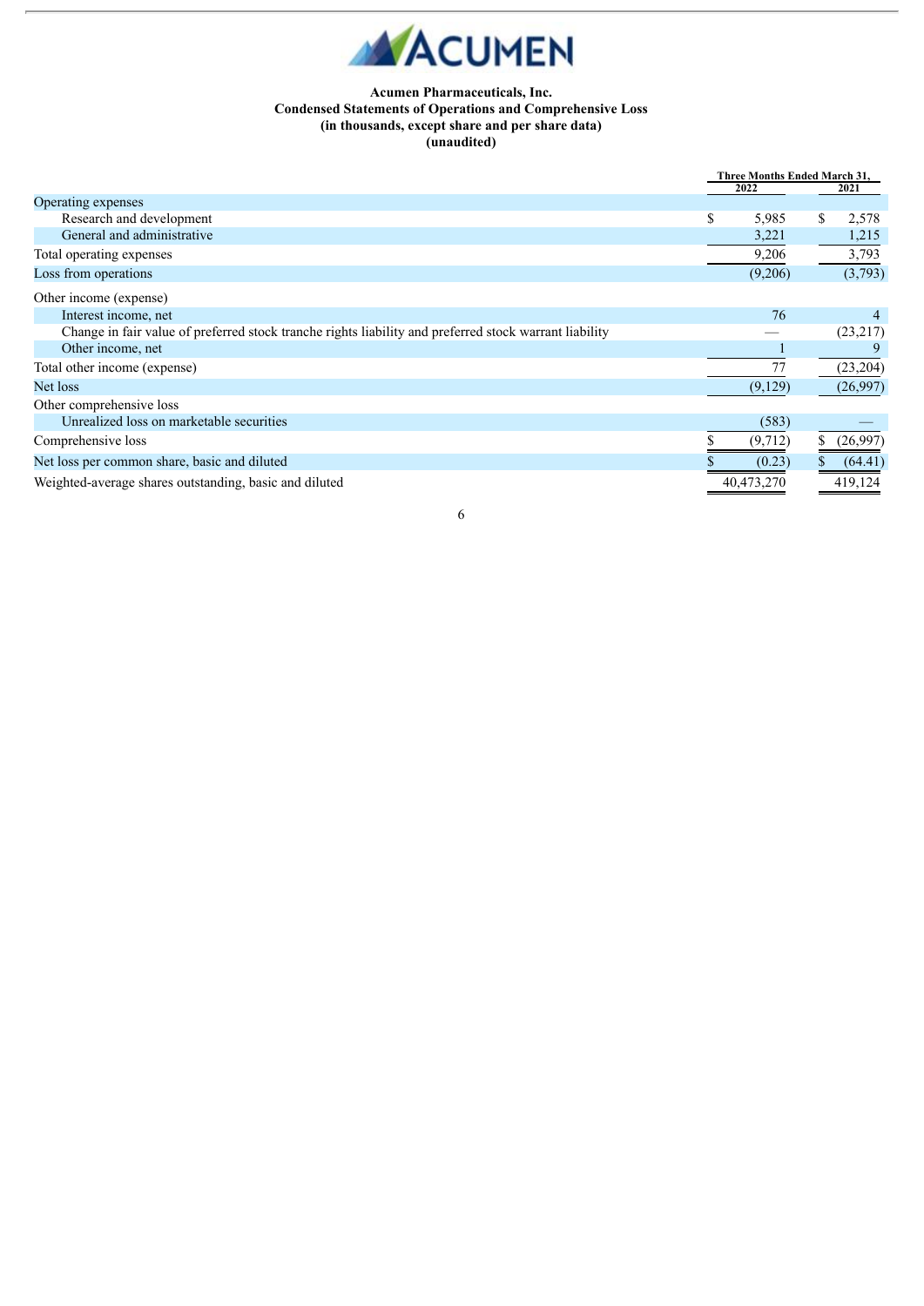**Acumen Pharmaceuticals, Inc.**
**Condensed Statements of Operations and Comprehensive Loss**
**(in thousands, except share and per share data)**
**(unaudited)**

| | Three Months Ended March 31, | |
|---|---|---|
| | 2022 | 2021 |
| Operating expenses | | |
| Research and development | $ 5,985 | $ 2,578 |
| General and administrative | 3,221 | 1,215 |
| Total operating expenses | 9,206 | 3,793 |
| Loss from operations | (9,206) | (3,793) |
| Other income (expense) | | |
| Interest income, net | 76 | 4 |
| Change in fair value of preferred stock tranche rights liability and preferred stock warrant liability | — | (23,217) |
| Other income, net | 1 | 9 |
| Total other income (expense) | 77 | (23,204) |
| Net loss | (9,129) | (26,997) |
| Other comprehensive loss | | |
| Unrealized loss on marketable securities | (583) | — |
| Comprehensive loss | $ (9,712) | $ (26,997) |
| Net loss per common share, basic and diluted | $ (0.23) | $ (64.41) |
| Weighted-average shares outstanding, basic and diluted | 40,473,270 | 419,124 |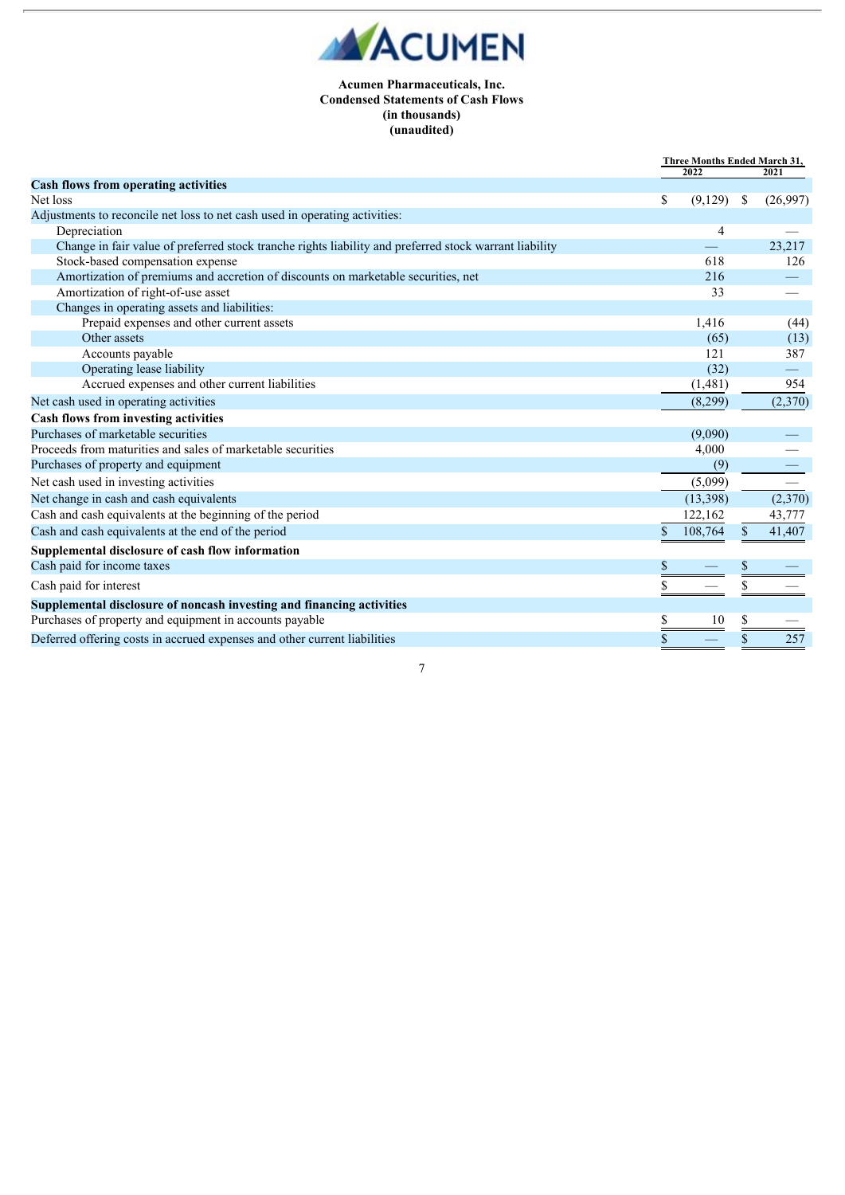**Acumen Pharmaceuticals, Inc.**
**Condensed Statements of Cash Flows**
**(in thousands)**
**(unaudited)**

| | Three Months Ended March 31, 2022 | Three Months Ended March 31, 2021 |
|---|---|---|
| **Cash flows from operating activities** | | |
| Net loss | $ (9,129) | $ (26,997) |
| Adjustments to reconcile net loss to net cash used in operating activities: | | |
| Depreciation | 4 | — |
| Change in fair value of preferred stock tranche rights liability and preferred stock warrant liability | — | 23,217 |
| Stock-based compensation expense | 618 | 126 |
| Amortization of premiums and accretion of discounts on marketable securities, net | 216 | — |
| Amortization of right-of-use asset | 33 | — |
| Changes in operating assets and liabilities: | | |
| Prepaid expenses and other current assets | 1,416 | (44) |
| Other assets | (65) | (13) |
| Accounts payable | 121 | 387 |
| Operating lease liability | (32) | — |
| Accrued expenses and other current liabilities | (1,481) | 954 |
| Net cash used in operating activities | (8,299) | (2,370) |
| **Cash flows from investing activities** | | |
| Purchases of marketable securities | (9,090) | — |
| Proceeds from maturities and sales of marketable securities | 4,000 | — |
| Purchases of property and equipment | (9) | — |
| Net cash used in investing activities | (5,099) | — |
| Net change in cash and cash equivalents | (13,398) | (2,370) |
| Cash and cash equivalents at the beginning of the period | 122,162 | 43,777 |
| Cash and cash equivalents at the end of the period | $ 108,764 | $ 41,407 |
| **Supplemental disclosure of cash flow information** | | |
| Cash paid for income taxes | $ — | $ — |
| Cash paid for interest | $ — | $ — |
| **Supplemental disclosure of noncash investing and financing activities** | | |
| Purchases of property and equipment in accounts payable | $ 10 | $ — |
| Deferred offering costs in accrued expenses and other current liabilities | $ — | $ 257 |